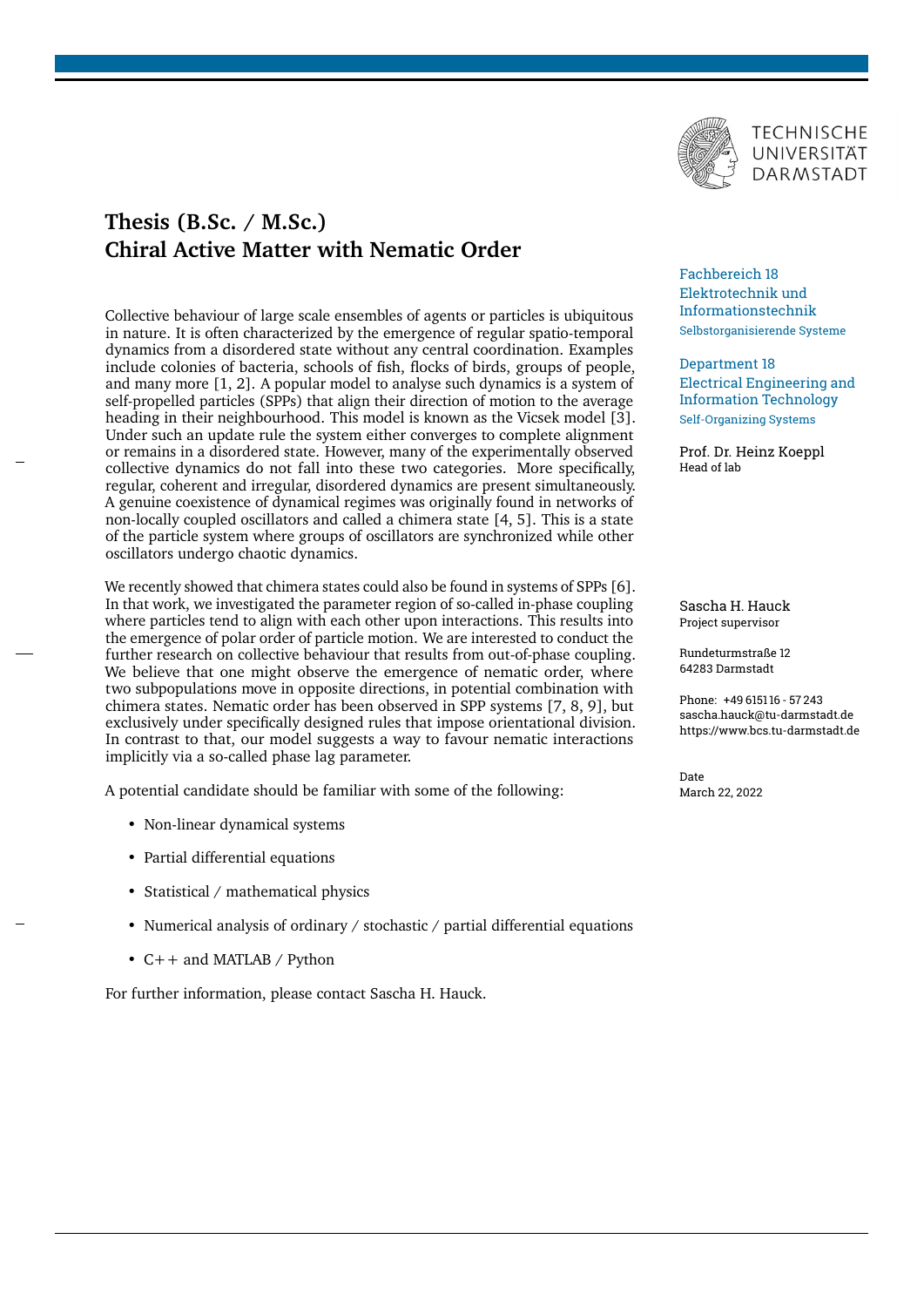TECHNISCHE UNIVERSITÄT DARMSTADT

# Thesis (B.Sc. / M.Sc.)
# Chiral Active Matter with Nematic Order

Fachbereich 18
Elektrotechnik und Informationstechnik
Selbstorganisierende Systeme

Department 18
Electrical Engineering and Information Technology
Self-Organizing Systems

Prof. Dr. Heinz Koeppl
Head of lab

Sascha H. Hauck
Project supervisor

Rundeturmstraße 12
64283 Darmstadt

Phone: +49 6151 16 - 57 243
sascha.hauck@tu-darmstadt.de
https://www.bcs.tu-darmstadt.de

Date
March 22, 2022

Collective behaviour of large scale ensembles of agents or particles is ubiquitous in nature. It is often characterized by the emergence of regular spatio-temporal dynamics from a disordered state without any central coordination. Examples include colonies of bacteria, schools of fish, flocks of birds, groups of people, and many more [1, 2]. A popular model to analyse such dynamics is a system of self-propelled particles (SPPs) that align their direction of motion to the average heading in their neighbourhood. This model is known as the Vicsek model [3]. Under such an update rule the system either converges to complete alignment or remains in a disordered state. However, many of the experimentally observed collective dynamics do not fall into these two categories. More specifically, regular, coherent and irregular, disordered dynamics are present simultaneously. A genuine coexistence of dynamical regimes was originally found in networks of non-locally coupled oscillators and called a chimera state [4, 5]. This is a state of the particle system where groups of oscillators are synchronized while other oscillators undergo chaotic dynamics.

We recently showed that chimera states could also be found in systems of SPPs [6]. In that work, we investigated the parameter region of so-called in-phase coupling where particles tend to align with each other upon interactions. This results into the emergence of polar order of particle motion. We are interested to conduct the further research on collective behaviour that results from out-of-phase coupling. We believe that one might observe the emergence of nematic order, where two subpopulations move in opposite directions, in potential combination with chimera states. Nematic order has been observed in SPP systems [7, 8, 9], but exclusively under specifically designed rules that impose orientational division. In contrast to that, our model suggests a way to favour nematic interactions implicitly via a so-called phase lag parameter.

A potential candidate should be familiar with some of the following:

- Non-linear dynamical systems
- Partial differential equations
- Statistical / mathematical physics
- Numerical analysis of ordinary / stochastic / partial differential equations
- C++ and MATLAB / Python

For further information, please contact Sascha H. Hauck.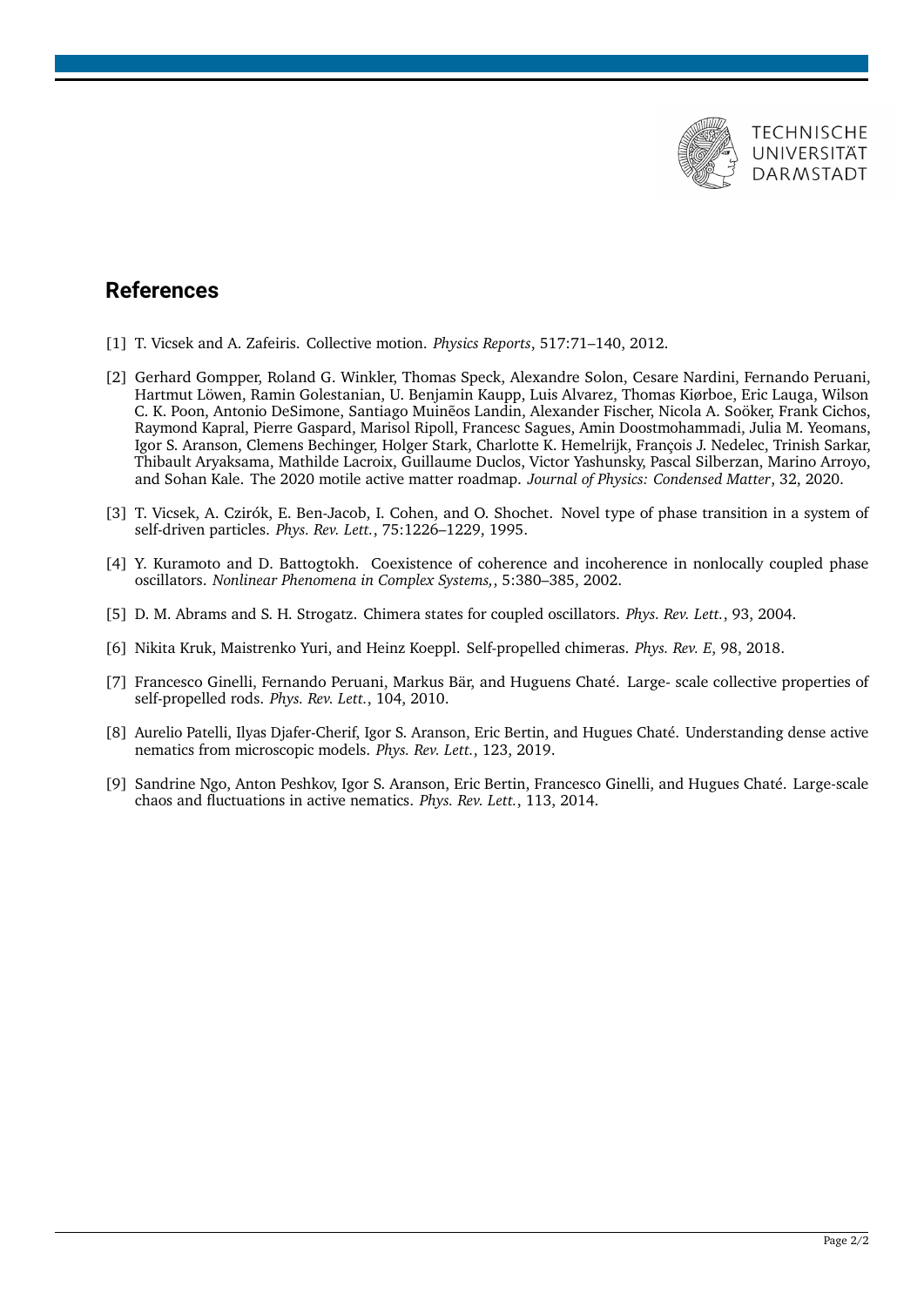## References

[1] T. Vicsek and A. Zafeiris. Collective motion. *Physics Reports*, 517:71–140, 2012.

[2] Gerhard Gompper, Roland G. Winkler, Thomas Speck, Alexandre Solon, Cesare Nardini, Fernando Peruani, Hartmut Löwen, Ramin Golestanian, U. Benjamin Kaupp, Luis Alvarez, Thomas Kiørboe, Eric Lauga, Wilson C. K. Poon, Antonio DeSimone, Santiago Muinẽos Landin, Alexander Fischer, Nicola A. Soöker, Frank Cichos, Raymond Kapral, Pierre Gaspard, Marisol Ripoll, Francesc Sagues, Amin Doostmohammadi, Julia M. Yeomans, Igor S. Aranson, Clemens Bechinger, Holger Stark, Charlotte K. Hemelrijk, François J. Nedelec, Trinish Sarkar, Thibault Aryaksama, Mathilde Lacroix, Guillaume Duclos, Victor Yashunsky, Pascal Silberzan, Marino Arroyo, and Sohan Kale. The 2020 motile active matter roadmap. *Journal of Physics: Condensed Matter*, 32, 2020.

[3] T. Vicsek, A. Czirók, E. Ben-Jacob, I. Cohen, and O. Shochet. Novel type of phase transition in a system of self-driven particles. *Phys. Rev. Lett.*, 75:1226–1229, 1995.

[4] Y. Kuramoto and D. Battogtokh. Coexistence of coherence and incoherence in nonlocally coupled phase oscillators. *Nonlinear Phenomena in Complex Systems,*, 5:380–385, 2002.

[5] D. M. Abrams and S. H. Strogatz. Chimera states for coupled oscillators. *Phys. Rev. Lett.*, 93, 2004.

[6] Nikita Kruk, Maistrenko Yuri, and Heinz Koeppl. Self-propelled chimeras. *Phys. Rev. E*, 98, 2018.

[7] Francesco Ginelli, Fernando Peruani, Markus Bär, and Huguens Chaté. Large- scale collective properties of self-propelled rods. *Phys. Rev. Lett.*, 104, 2010.

[8] Aurelio Patelli, Ilyas Djafer-Cherif, Igor S. Aranson, Eric Bertin, and Hugues Chaté. Understanding dense active nematics from microscopic models. *Phys. Rev. Lett.*, 123, 2019.

[9] Sandrine Ngo, Anton Peshkov, Igor S. Aranson, Eric Bertin, Francesco Ginelli, and Hugues Chaté. Large-scale chaos and fluctuations in active nematics. *Phys. Rev. Lett.*, 113, 2014.